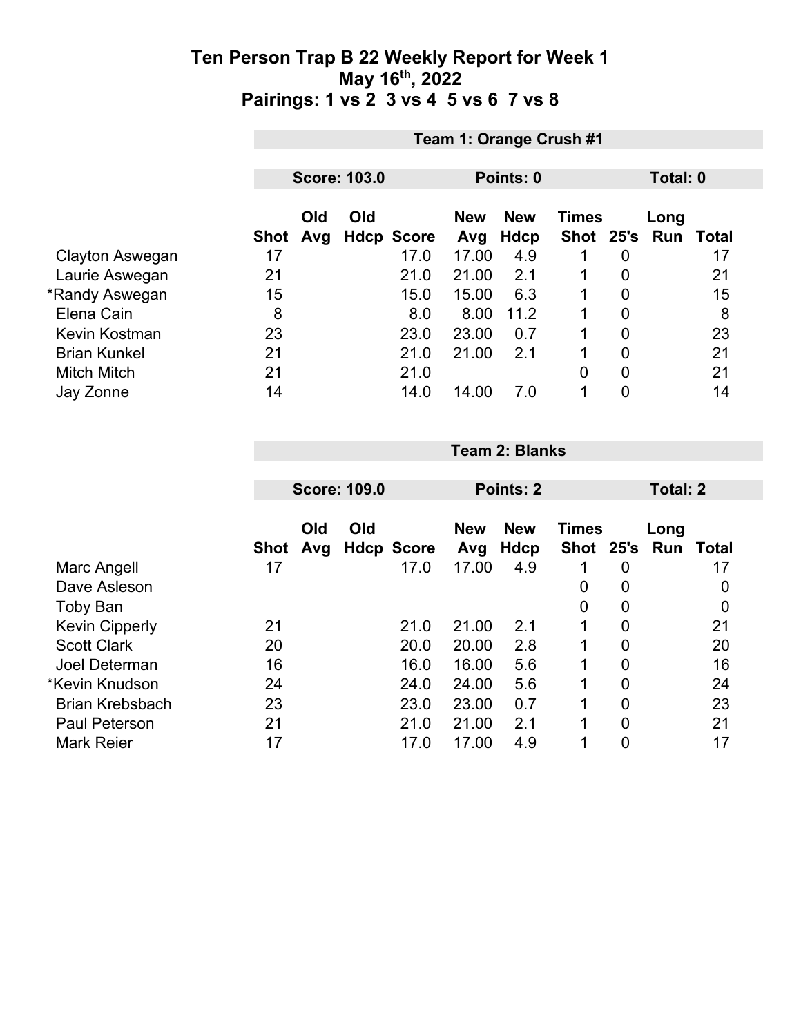# Ten Person Trap B 22 Weekly Report for Week 1
## May 16th, 2022
## Pairings: 1 vs 2  3 vs 4  5 vs 6  7 vs 8

### Team 1: Orange Crush #1

**Score: 103.0** | **Points: 0** | **Total: 0**

| | Shot | Old Avg | Old Hdcp | Score | New Avg | New Hdcp | Times Shot | 25's | Long Run | Total |
|---|---|---|---|---|---|---|---|---|---|---|
| Clayton Aswegan | 17 | | | 17.0 | 17.00 | 4.9 | 1 | 0 | | 17 |
| Laurie Aswegan | 21 | | | 21.0 | 21.00 | 2.1 | 1 | 0 | | 21 |
| *Randy Aswegan | 15 | | | 15.0 | 15.00 | 6.3 | 1 | 0 | | 15 |
| Elena Cain | 8 | | | 8.0 | 8.00 | 11.2 | 1 | 0 | | 8 |
| Kevin Kostman | 23 | | | 23.0 | 23.00 | 0.7 | 1 | 0 | | 23 |
| Brian Kunkel | 21 | | | 21.0 | 21.00 | 2.1 | 1 | 0 | | 21 |
| Mitch Mitch | 21 | | | 21.0 | | | 0 | 0 | | 21 |
| Jay Zonne | 14 | | | 14.0 | 14.00 | 7.0 | 1 | 0 | | 14 |

### Team 2: Blanks

**Score: 109.0** | **Points: 2** | **Total: 2**

| | Shot | Old Avg | Old Hdcp | Score | New Avg | New Hdcp | Times Shot | 25's | Long Run | Total |
|---|---|---|---|---|---|---|---|---|---|---|
| Marc Angell | 17 | | | 17.0 | 17.00 | 4.9 | 1 | 0 | | 17 |
| Dave Asleson | | | | | | | 0 | 0 | | 0 |
| Toby Ban | | | | | | | 0 | 0 | | 0 |
| Kevin Cipperly | 21 | | | 21.0 | 21.00 | 2.1 | 1 | 0 | | 21 |
| Scott Clark | 20 | | | 20.0 | 20.00 | 2.8 | 1 | 0 | | 20 |
| Joel Determan | 16 | | | 16.0 | 16.00 | 5.6 | 1 | 0 | | 16 |
| *Kevin Knudson | 24 | | | 24.0 | 24.00 | 5.6 | 1 | 0 | | 24 |
| Brian Krebsbach | 23 | | | 23.0 | 23.00 | 0.7 | 1 | 0 | | 23 |
| Paul Peterson | 21 | | | 21.0 | 21.00 | 2.1 | 1 | 0 | | 21 |
| Mark Reier | 17 | | | 17.0 | 17.00 | 4.9 | 1 | 0 | | 17 |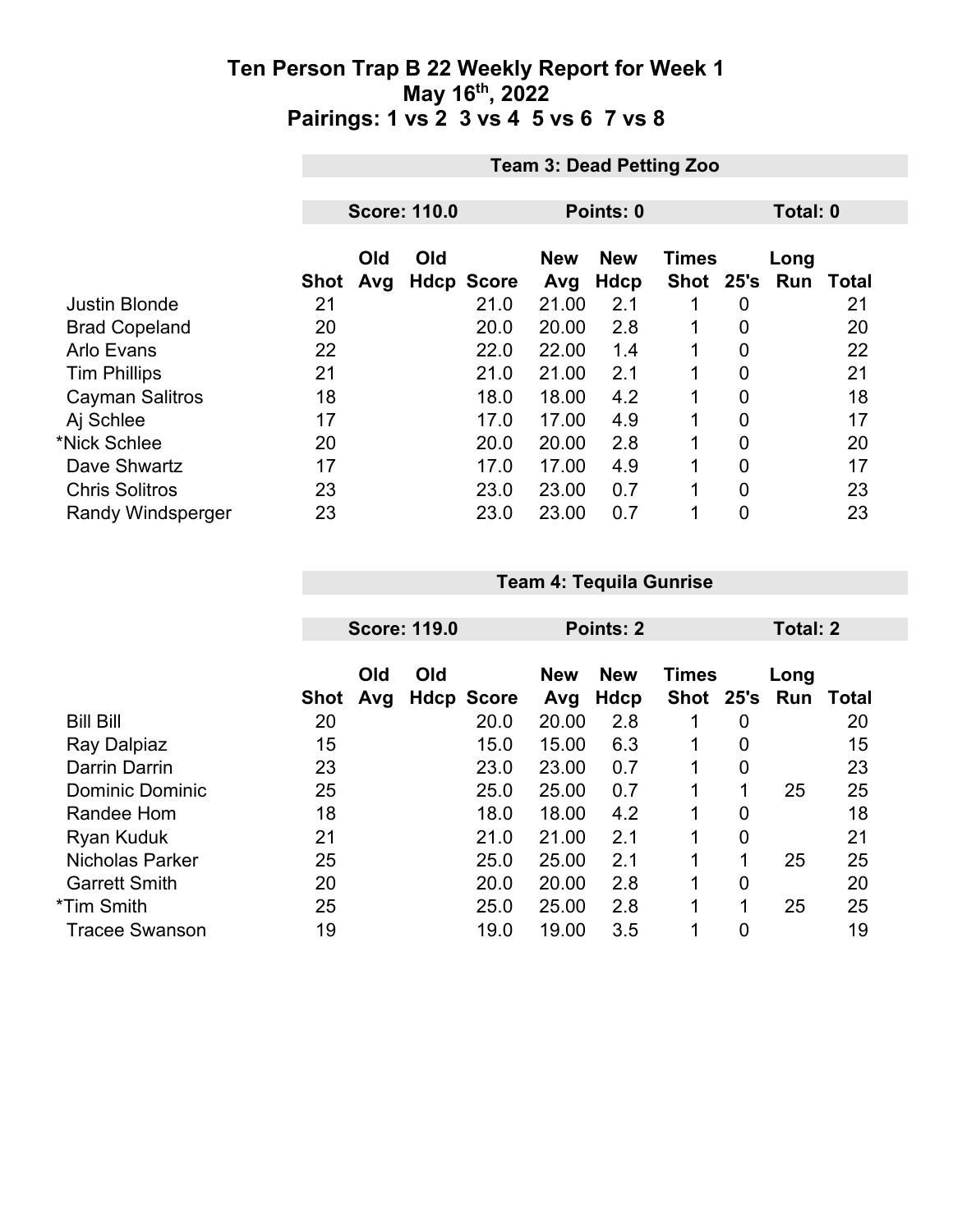# Ten Person Trap B 22 Weekly Report for Week 1
## May 16th, 2022
## Pairings: 1 vs 2 3 vs 4 5 vs 6 7 vs 8

### Team 3: Dead Petting Zoo

**Score: 110.0** | **Points: 0** | **Total: 0**

| | Shot | Old Avg | Old Hdcp | Score | New Avg | New Hdcp | Times Shot | 25's | Long Run | Total |
|---|---|---|---|---|---|---|---|---|---|---|
| Justin Blonde | 21 | | | 21.0 | 21.00 | 2.1 | 1 | 0 | | 21 |
| Brad Copeland | 20 | | | 20.0 | 20.00 | 2.8 | 1 | 0 | | 20 |
| Arlo Evans | 22 | | | 22.0 | 22.00 | 1.4 | 1 | 0 | | 22 |
| Tim Phillips | 21 | | | 21.0 | 21.00 | 2.1 | 1 | 0 | | 21 |
| Cayman Salitros | 18 | | | 18.0 | 18.00 | 4.2 | 1 | 0 | | 18 |
| Aj Schlee | 17 | | | 17.0 | 17.00 | 4.9 | 1 | 0 | | 17 |
| *Nick Schlee | 20 | | | 20.0 | 20.00 | 2.8 | 1 | 0 | | 20 |
| Dave Shwartz | 17 | | | 17.0 | 17.00 | 4.9 | 1 | 0 | | 17 |
| Chris Solitros | 23 | | | 23.0 | 23.00 | 0.7 | 1 | 0 | | 23 |
| Randy Windsperger | 23 | | | 23.0 | 23.00 | 0.7 | 1 | 0 | | 23 |

### Team 4: Tequila Gunrise

**Score: 119.0** | **Points: 2** | **Total: 2**

| | Shot | Old Avg | Old Hdcp | Score | New Avg | New Hdcp | Times Shot | 25's | Long Run | Total |
|---|---|---|---|---|---|---|---|---|---|---|
| Bill Bill | 20 | | | 20.0 | 20.00 | 2.8 | 1 | 0 | | 20 |
| Ray Dalpiaz | 15 | | | 15.0 | 15.00 | 6.3 | 1 | 0 | | 15 |
| Darrin Darrin | 23 | | | 23.0 | 23.00 | 0.7 | 1 | 0 | | 23 |
| Dominic Dominic | 25 | | | 25.0 | 25.00 | 0.7 | 1 | 1 | 25 | 25 |
| Randee Hom | 18 | | | 18.0 | 18.00 | 4.2 | 1 | 0 | | 18 |
| Ryan Kuduk | 21 | | | 21.0 | 21.00 | 2.1 | 1 | 0 | | 21 |
| Nicholas Parker | 25 | | | 25.0 | 25.00 | 2.1 | 1 | 1 | 25 | 25 |
| Garrett Smith | 20 | | | 20.0 | 20.00 | 2.8 | 1 | 0 | | 20 |
| *Tim Smith | 25 | | | 25.0 | 25.00 | 2.8 | 1 | 1 | 25 | 25 |
| Tracee Swanson | 19 | | | 19.0 | 19.00 | 3.5 | 1 | 0 | | 19 |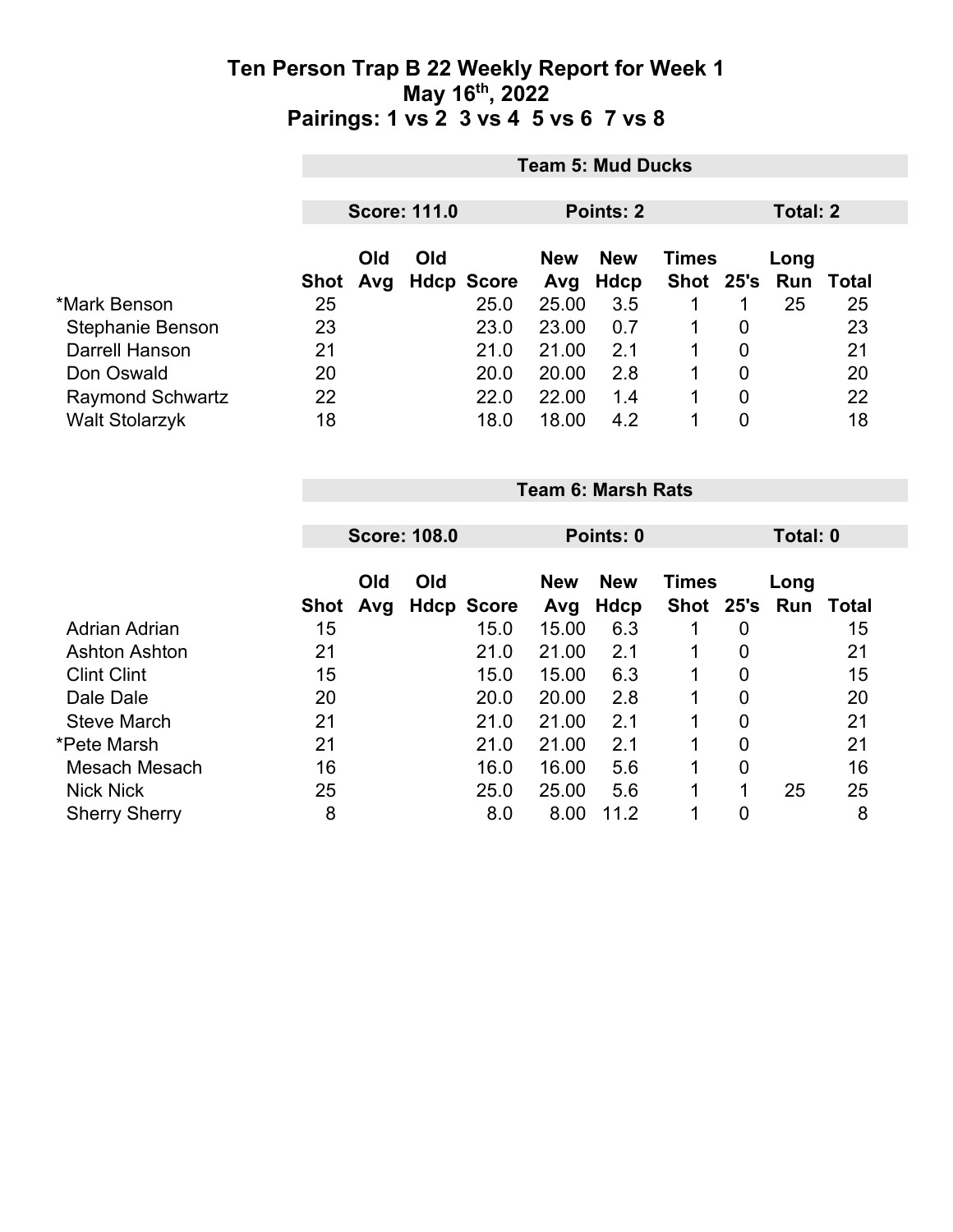# Ten Person Trap B 22 Weekly Report for Week 1
## May 16th, 2022
## Pairings: 1 vs 2 3 vs 4 5 vs 6 7 vs 8

### Team 5: Mud Ducks

**Score: 111.0** | **Points: 2** | **Total: 2**

| | Shot | Old Avg | Old Hdcp | Score | New Avg | New Hdcp | Times Shot | 25's | Long Run | Total |
|---|---|---|---|---|---|---|---|---|---|---|
| *Mark Benson | 25 | | | 25.0 | 25.00 | 3.5 | 1 | 1 | 25 | 25 |
| Stephanie Benson | 23 | | | 23.0 | 23.00 | 0.7 | 1 | 0 | | 23 |
| Darrell Hanson | 21 | | | 21.0 | 21.00 | 2.1 | 1 | 0 | | 21 |
| Don Oswald | 20 | | | 20.0 | 20.00 | 2.8 | 1 | 0 | | 20 |
| Raymond Schwartz | 22 | | | 22.0 | 22.00 | 1.4 | 1 | 0 | | 22 |
| Walt Stolarzyk | 18 | | | 18.0 | 18.00 | 4.2 | 1 | 0 | | 18 |

### Team 6: Marsh Rats

**Score: 108.0** | **Points: 0** | **Total: 0**

| | Shot | Old Avg | Old Hdcp | Score | New Avg | New Hdcp | Times Shot | 25's | Long Run | Total |
|---|---|---|---|---|---|---|---|---|---|---|
| Adrian Adrian | 15 | | | 15.0 | 15.00 | 6.3 | 1 | 0 | | 15 |
| Ashton Ashton | 21 | | | 21.0 | 21.00 | 2.1 | 1 | 0 | | 21 |
| Clint Clint | 15 | | | 15.0 | 15.00 | 6.3 | 1 | 0 | | 15 |
| Dale Dale | 20 | | | 20.0 | 20.00 | 2.8 | 1 | 0 | | 20 |
| Steve March | 21 | | | 21.0 | 21.00 | 2.1 | 1 | 0 | | 21 |
| *Pete Marsh | 21 | | | 21.0 | 21.00 | 2.1 | 1 | 0 | | 21 |
| Mesach Mesach | 16 | | | 16.0 | 16.00 | 5.6 | 1 | 0 | | 16 |
| Nick Nick | 25 | | | 25.0 | 25.00 | 5.6 | 1 | 1 | 25 | 25 |
| Sherry Sherry | 8 | | | 8.0 | 8.00 | 11.2 | 1 | 0 | | 8 |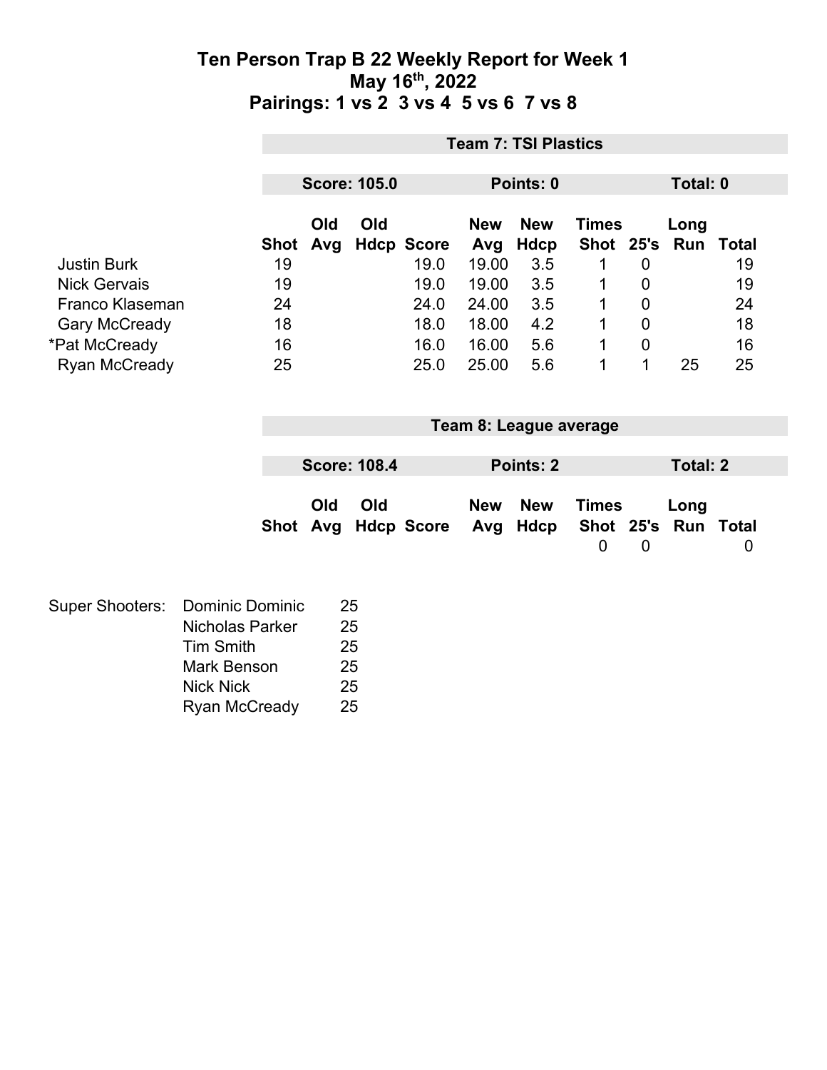# Ten Person Trap B 22 Weekly Report for Week 1
# May 16th, 2022
# Pairings: 1 vs 2 3 vs 4 5 vs 6 7 vs 8

## Team 7: TSI Plastics

**Score: 105.0** | **Points: 0** | **Total: 0**

| | Shot | Old Avg | Old Hdcp | Score | New Avg | New Hdcp | Times Shot | 25's | Long Run | Total |
|---|---|---|---|---|---|---|---|---|---|---|
| Justin Burk | 19 | | | 19.0 | 19.00 | 3.5 | 1 | 0 | | 19 |
| Nick Gervais | 19 | | | 19.0 | 19.00 | 3.5 | 1 | 0 | | 19 |
| Franco Klaseman | 24 | | | 24.0 | 24.00 | 3.5 | 1 | 0 | | 24 |
| Gary McCready | 18 | | | 18.0 | 18.00 | 4.2 | 1 | 0 | | 18 |
| *Pat McCready | 16 | | | 16.0 | 16.00 | 5.6 | 1 | 0 | | 16 |
| Ryan McCready | 25 | | | 25.0 | 25.00 | 5.6 | 1 | 1 | 25 | 25 |

## Team 8: League average

**Score: 108.4** | **Points: 2** | **Total: 2**

| | Shot | Old Avg | Old Hdcp | Score | New Avg | New Hdcp | Times Shot | 25's | Long Run | Total |
|---|---|---|---|---|---|---|---|---|---|---|
| | | | | | | | 0 | 0 | | 0 |

| Super Shooters: | | |
|---|---|---|
| | Dominic Dominic | 25 |
| | Nicholas Parker | 25 |
| | Tim Smith | 25 |
| | Mark Benson | 25 |
| | Nick Nick | 25 |
| | Ryan McCready | 25 |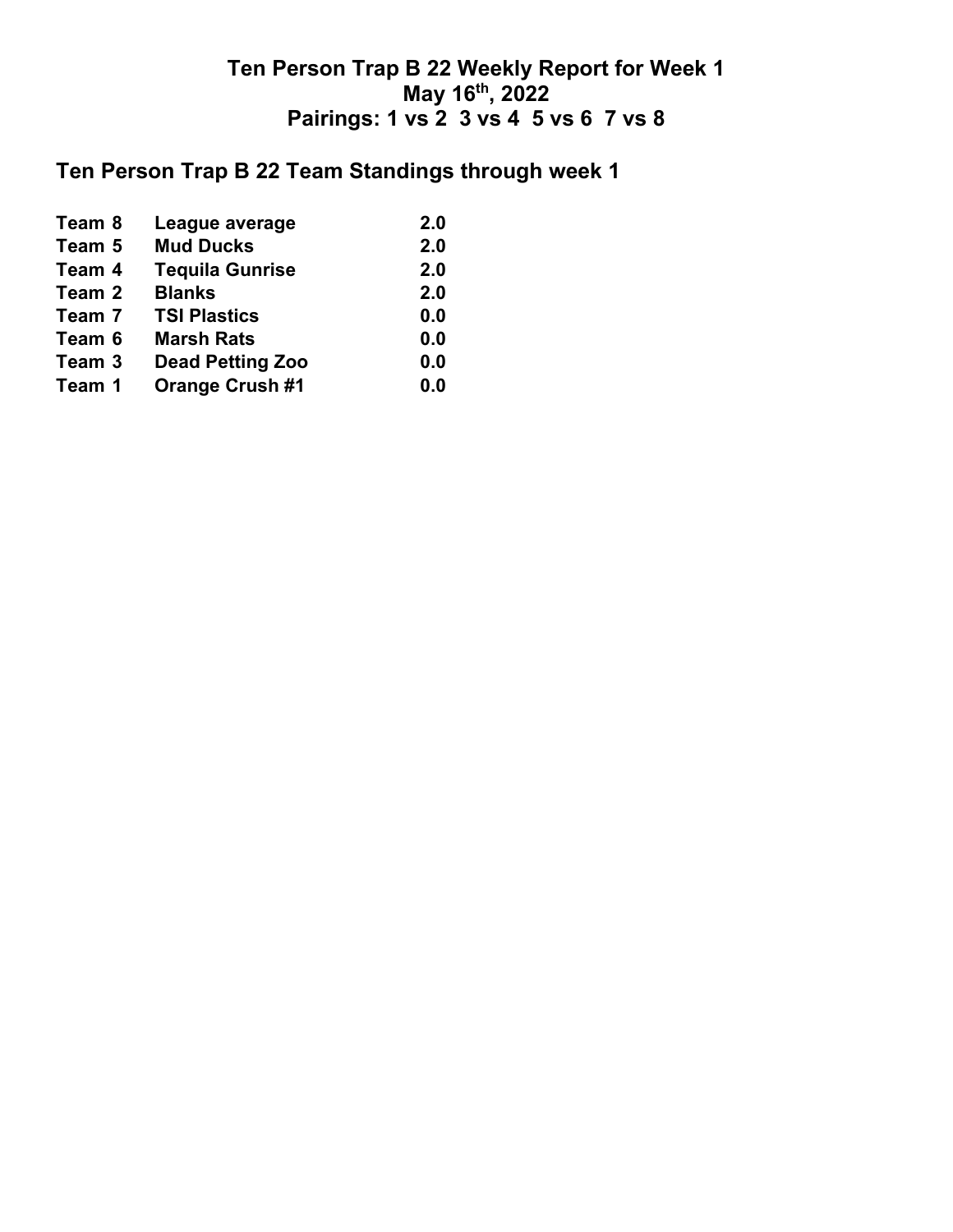# Ten Person Trap B 22 Weekly Report for Week 1
# May 16th, 2022
# Pairings: 1 vs 2 3 vs 4 5 vs 6 7 vs 8

## Ten Person Trap B 22 Team Standings through week 1

| Team | Name | Points |
|---|---|---|
| Team 8 | League average | 2.0 |
| Team 5 | Mud Ducks | 2.0 |
| Team 4 | Tequila Gunrise | 2.0 |
| Team 2 | Blanks | 2.0 |
| Team 7 | TSI Plastics | 0.0 |
| Team 6 | Marsh Rats | 0.0 |
| Team 3 | Dead Petting Zoo | 0.0 |
| Team 1 | Orange Crush #1 | 0.0 |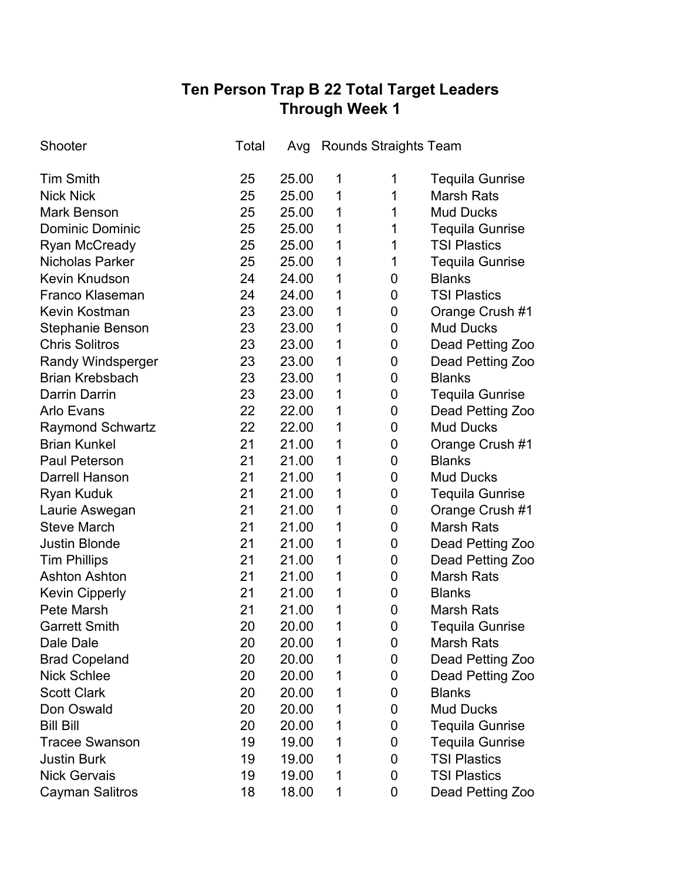# Ten Person Trap B 22 Total Target Leaders
## Through Week 1

| Shooter | Total | Avg | Rounds | Straights | Team |
|---|---|---|---|---|---|
| Tim Smith | 25 | 25.00 | 1 | 1 | Tequila Gunrise |
| Nick Nick | 25 | 25.00 | 1 | 1 | Marsh Rats |
| Mark Benson | 25 | 25.00 | 1 | 1 | Mud Ducks |
| Dominic Dominic | 25 | 25.00 | 1 | 1 | Tequila Gunrise |
| Ryan McCready | 25 | 25.00 | 1 | 1 | TSI Plastics |
| Nicholas Parker | 25 | 25.00 | 1 | 1 | Tequila Gunrise |
| Kevin Knudson | 24 | 24.00 | 1 | 0 | Blanks |
| Franco Klaseman | 24 | 24.00 | 1 | 0 | TSI Plastics |
| Kevin Kostman | 23 | 23.00 | 1 | 0 | Orange Crush #1 |
| Stephanie Benson | 23 | 23.00 | 1 | 0 | Mud Ducks |
| Chris Solitros | 23 | 23.00 | 1 | 0 | Dead Petting Zoo |
| Randy Windsperger | 23 | 23.00 | 1 | 0 | Dead Petting Zoo |
| Brian Krebsbach | 23 | 23.00 | 1 | 0 | Blanks |
| Darrin Darrin | 23 | 23.00 | 1 | 0 | Tequila Gunrise |
| Arlo Evans | 22 | 22.00 | 1 | 0 | Dead Petting Zoo |
| Raymond Schwartz | 22 | 22.00 | 1 | 0 | Mud Ducks |
| Brian Kunkel | 21 | 21.00 | 1 | 0 | Orange Crush #1 |
| Paul Peterson | 21 | 21.00 | 1 | 0 | Blanks |
| Darrell Hanson | 21 | 21.00 | 1 | 0 | Mud Ducks |
| Ryan Kuduk | 21 | 21.00 | 1 | 0 | Tequila Gunrise |
| Laurie Aswegan | 21 | 21.00 | 1 | 0 | Orange Crush #1 |
| Steve March | 21 | 21.00 | 1 | 0 | Marsh Rats |
| Justin Blonde | 21 | 21.00 | 1 | 0 | Dead Petting Zoo |
| Tim Phillips | 21 | 21.00 | 1 | 0 | Dead Petting Zoo |
| Ashton Ashton | 21 | 21.00 | 1 | 0 | Marsh Rats |
| Kevin Cipperly | 21 | 21.00 | 1 | 0 | Blanks |
| Pete Marsh | 21 | 21.00 | 1 | 0 | Marsh Rats |
| Garrett Smith | 20 | 20.00 | 1 | 0 | Tequila Gunrise |
| Dale Dale | 20 | 20.00 | 1 | 0 | Marsh Rats |
| Brad Copeland | 20 | 20.00 | 1 | 0 | Dead Petting Zoo |
| Nick Schlee | 20 | 20.00 | 1 | 0 | Dead Petting Zoo |
| Scott Clark | 20 | 20.00 | 1 | 0 | Blanks |
| Don Oswald | 20 | 20.00 | 1 | 0 | Mud Ducks |
| Bill Bill | 20 | 20.00 | 1 | 0 | Tequila Gunrise |
| Tracee Swanson | 19 | 19.00 | 1 | 0 | Tequila Gunrise |
| Justin Burk | 19 | 19.00 | 1 | 0 | TSI Plastics |
| Nick Gervais | 19 | 19.00 | 1 | 0 | TSI Plastics |
| Cayman Salitros | 18 | 18.00 | 1 | 0 | Dead Petting Zoo |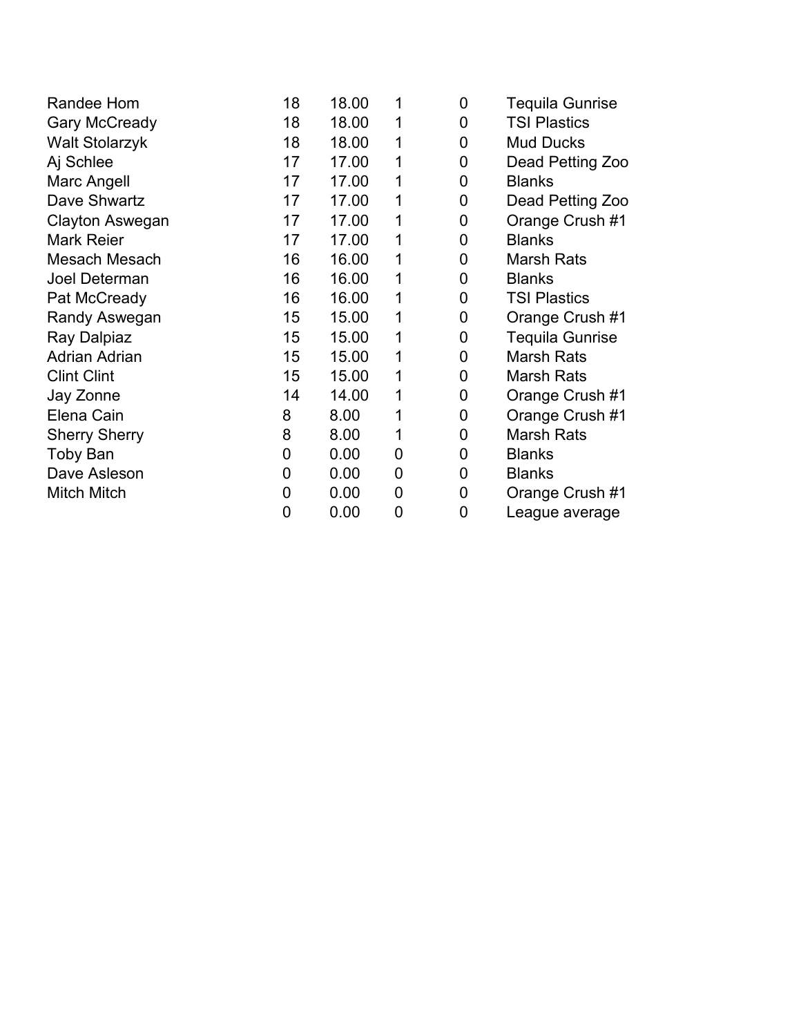| | | | | | |
|---|---|---|---|---|---|
| Randee Hom | 18 | 18.00 | 1 | 0 | Tequila Gunrise |
| Gary McCready | 18 | 18.00 | 1 | 0 | TSI Plastics |
| Walt Stolarzyk | 18 | 18.00 | 1 | 0 | Mud Ducks |
| Aj Schlee | 17 | 17.00 | 1 | 0 | Dead Petting Zoo |
| Marc Angell | 17 | 17.00 | 1 | 0 | Blanks |
| Dave Shwartz | 17 | 17.00 | 1 | 0 | Dead Petting Zoo |
| Clayton Aswegan | 17 | 17.00 | 1 | 0 | Orange Crush #1 |
| Mark Reier | 17 | 17.00 | 1 | 0 | Blanks |
| Mesach Mesach | 16 | 16.00 | 1 | 0 | Marsh Rats |
| Joel Determan | 16 | 16.00 | 1 | 0 | Blanks |
| Pat McCready | 16 | 16.00 | 1 | 0 | TSI Plastics |
| Randy Aswegan | 15 | 15.00 | 1 | 0 | Orange Crush #1 |
| Ray Dalpiaz | 15 | 15.00 | 1 | 0 | Tequila Gunrise |
| Adrian Adrian | 15 | 15.00 | 1 | 0 | Marsh Rats |
| Clint Clint | 15 | 15.00 | 1 | 0 | Marsh Rats |
| Jay Zonne | 14 | 14.00 | 1 | 0 | Orange Crush #1 |
| Elena Cain | 8 | 8.00 | 1 | 0 | Orange Crush #1 |
| Sherry Sherry | 8 | 8.00 | 1 | 0 | Marsh Rats |
| Toby Ban | 0 | 0.00 | 0 | 0 | Blanks |
| Dave Asleson | 0 | 0.00 | 0 | 0 | Blanks |
| Mitch Mitch | 0 | 0.00 | 0 | 0 | Orange Crush #1 |
| | 0 | 0.00 | 0 | 0 | League average |